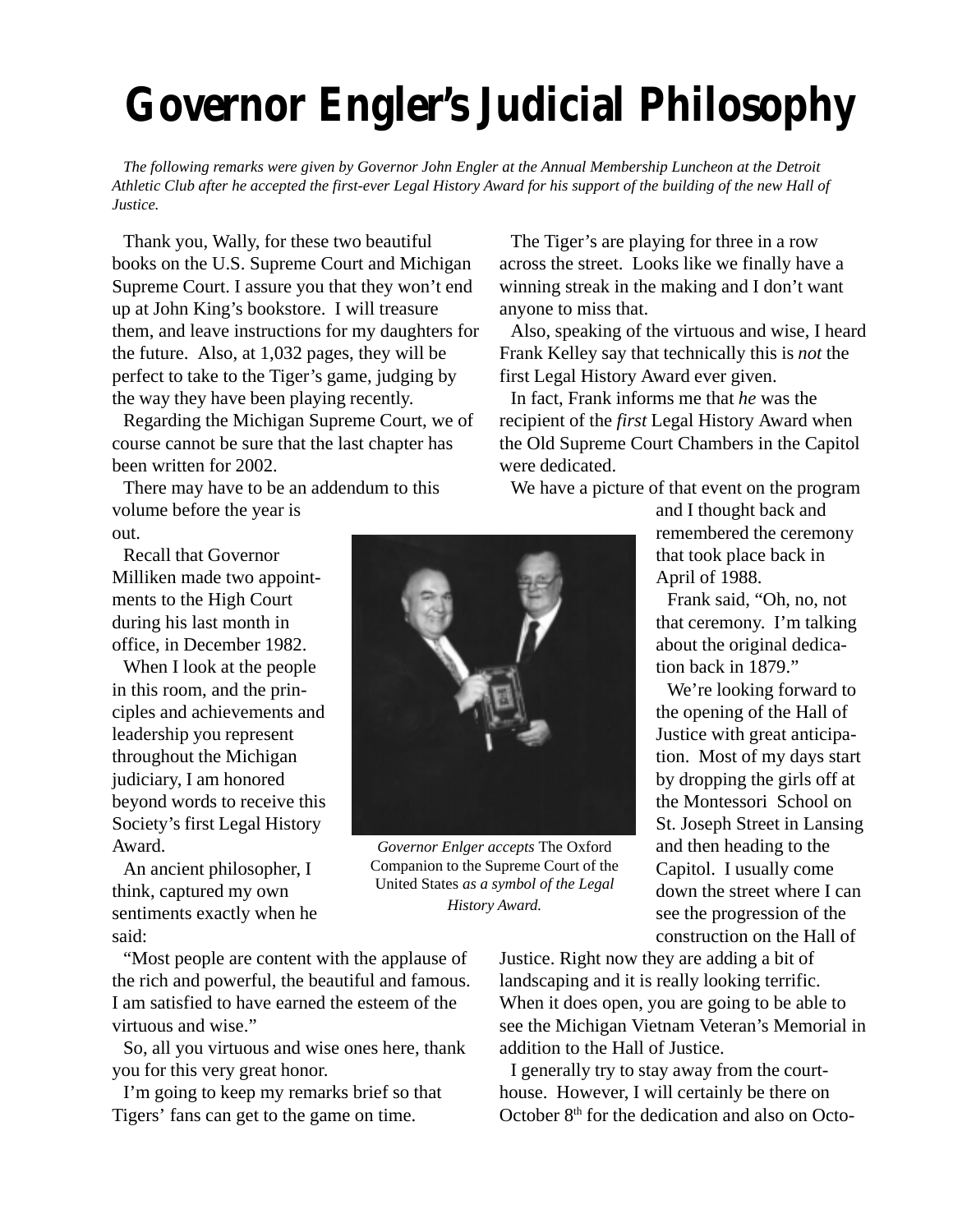# Governor Engler's Judicial Philosophy

*The following remarks were given by Governor John Engler at the Annual Membership Luncheon at the Detroit Athletic Club after he accepted the first-ever Legal History Award for his support of the building of the new Hall of Justice.*

Thank you, Wally, for these two beautiful books on the U.S. Supreme Court and Michigan Supreme Court. I assure you that they won't end up at John King's bookstore. I will treasure them, and leave instructions for my daughters for the future. Also, at 1,032 pages, they will be perfect to take to the Tiger's game, judging by the way they have been playing recently.

Regarding the Michigan Supreme Court, we of course cannot be sure that the last chapter has been written for 2002.

There may have to be an addendum to this volume before the year is out.

Recall that Governor Milliken made two appointments to the High Court during his last month in office, in December 1982.

When I look at the people in this room, and the principles and achievements and leadership you represent throughout the Michigan judiciary, I am honored beyond words to receive this Society's first Legal History Award.

An ancient philosopher, I think, captured my own sentiments exactly when he said:

"Most people are content with the applause of the rich and powerful, the beautiful and famous. I am satisfied to have earned the esteem of the virtuous and wise."

So, all you virtuous and wise ones here, thank you for this very great honor.

I'm going to keep my remarks brief so that Tigers' fans can get to the game on time.

*Governor Enlger accepts* The Oxford Companion to the Supreme Court of the United States *as a symbol of the Legal History Award.*

The Tiger's are playing for three in a row across the street. Looks like we finally have a winning streak in the making and I don't want anyone to miss that.

Also, speaking of the virtuous and wise, I heard Frank Kelley say that technically this is *not* the first Legal History Award ever given.

In fact, Frank informs me that *he* was the recipient of the *first* Legal History Award when the Old Supreme Court Chambers in the Capitol were dedicated.

We have a picture of that event on the program and I thought back and remembered the ceremony that took place back in April of 1988.

Frank said, "Oh, no, not that ceremony. I'm talking about the original dedication back in 1879."

We're looking forward to the opening of the Hall of Justice with great anticipation. Most of my days start by dropping the girls off at the Montessori School on St. Joseph Street in Lansing and then heading to the Capitol. I usually come down the street where I can see the progression of the construction on the Hall of Justice. Right now they are adding a bit of landscaping and it is really looking terrific. When it does open, you are going to be able to see the Michigan Vietnam Veteran's Memorial in addition to the Hall of Justice.

I generally try to stay away from the courthouse. However, I will certainly be there on October 8th for the dedication and also on Octo-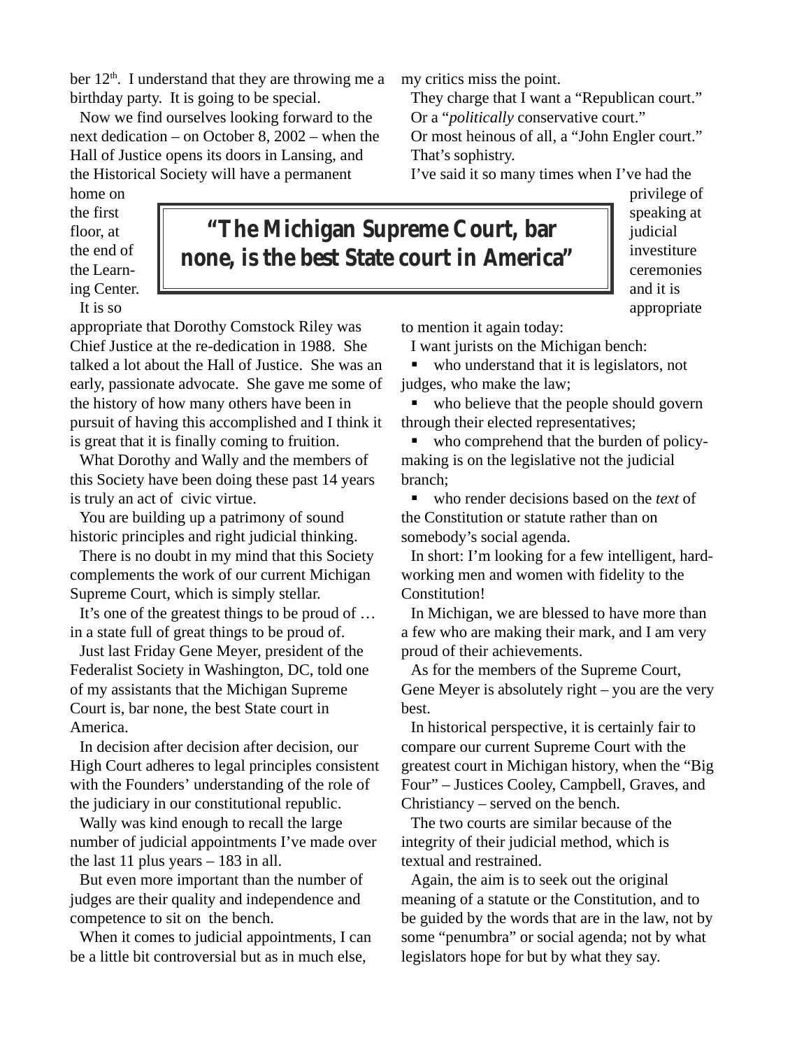ber 12th. I understand that they are throwing me a birthday party. It is going to be special.

Now we find ourselves looking forward to the next dedication – on October 8, 2002 – when the Hall of Justice opens its doors in Lansing, and the Historical Society will have a permanent home on the first floor, at the end of the Learning Center.

> **"The Michigan Supreme Court, bar none, is the best State court in America"**

It is so appropriate that Dorothy Comstock Riley was Chief Justice at the re-dedication in 1988. She talked a lot about the Hall of Justice. She was an early, passionate advocate. She gave me some of the history of how many others have been in pursuit of having this accomplished and I think it is great that it is finally coming to fruition.

What Dorothy and Wally and the members of this Society have been doing these past 14 years is truly an act of civic virtue.

You are building up a patrimony of sound historic principles and right judicial thinking.

There is no doubt in my mind that this Society complements the work of our current Michigan Supreme Court, which is simply stellar.

It's one of the greatest things to be proud of … in a state full of great things to be proud of.

Just last Friday Gene Meyer, president of the Federalist Society in Washington, DC, told one of my assistants that the Michigan Supreme Court is, bar none, the best State court in America.

In decision after decision after decision, our High Court adheres to legal principles consistent with the Founders' understanding of the role of the judiciary in our constitutional republic.

Wally was kind enough to recall the large number of judicial appointments I've made over the last 11 plus years – 183 in all.

But even more important than the number of judges are their quality and independence and competence to sit on the bench.

When it comes to judicial appointments, I can be a little bit controversial but as in much else, my critics miss the point.

They charge that I want a "Republican court."

Or a "*politically* conservative court."

Or most heinous of all, a "John Engler court."

That's sophistry.

I've said it so many times when I've had the privilege of speaking at judicial investiture ceremonies and it is appropriate to mention it again today:

I want jurists on the Michigan bench:

- who understand that it is legislators, not judges, who make the law;
- who believe that the people should govern through their elected representatives;
- who comprehend that the burden of policy-making is on the legislative not the judicial branch;
- who render decisions based on the *text* of the Constitution or statute rather than on somebody's social agenda.

In short: I'm looking for a few intelligent, hard-working men and women with fidelity to the Constitution!

In Michigan, we are blessed to have more than a few who are making their mark, and I am very proud of their achievements.

As for the members of the Supreme Court, Gene Meyer is absolutely right – you are the very best.

In historical perspective, it is certainly fair to compare our current Supreme Court with the greatest court in Michigan history, when the "Big Four" – Justices Cooley, Campbell, Graves, and Christiancy – served on the bench.

The two courts are similar because of the integrity of their judicial method, which is textual and restrained.

Again, the aim is to seek out the original meaning of a statute or the Constitution, and to be guided by the words that are in the law, not by some "penumbra" or social agenda; not by what legislators hope for but by what they say.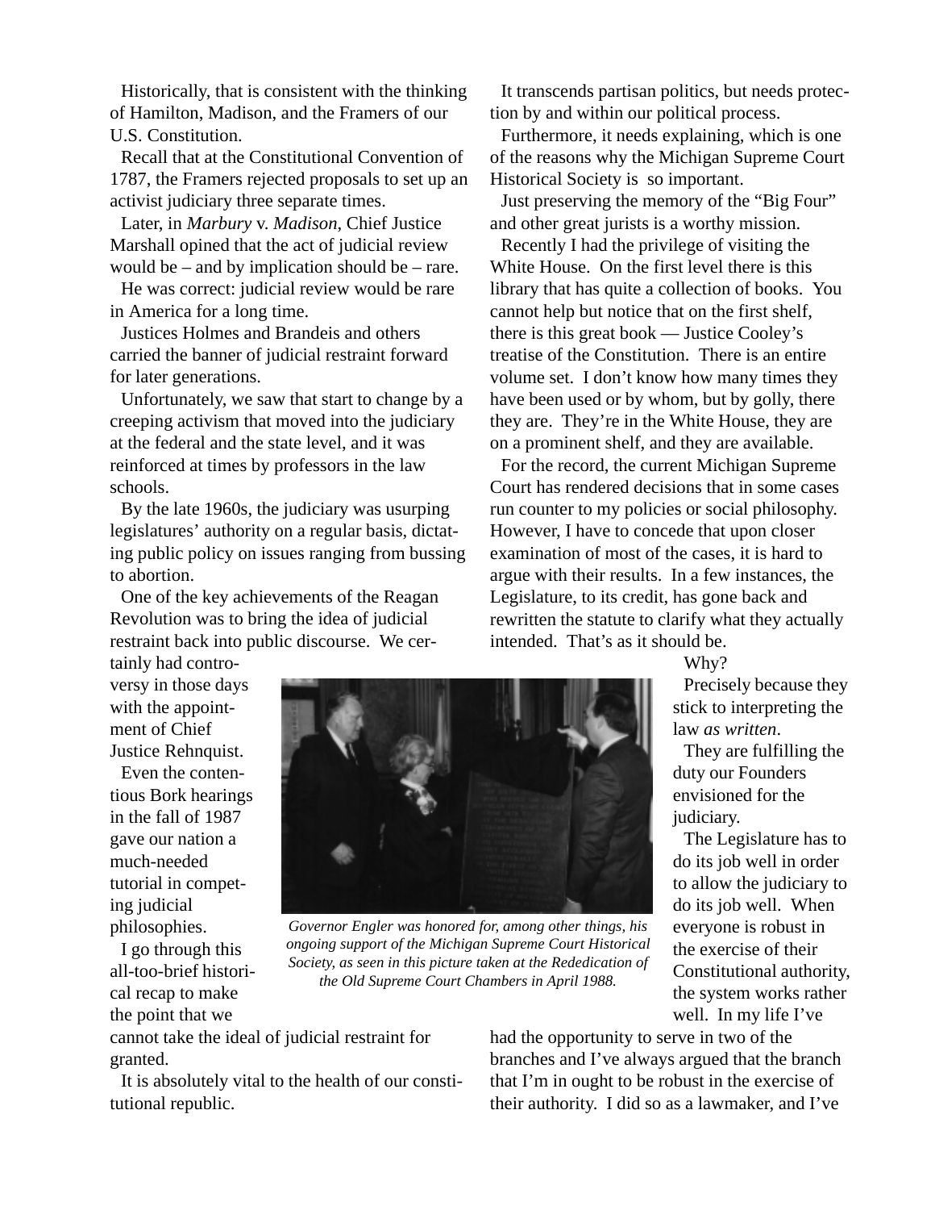Historically, that is consistent with the thinking of Hamilton, Madison, and the Framers of our U.S. Constitution.

Recall that at the Constitutional Convention of 1787, the Framers rejected proposals to set up an activist judiciary three separate times.

Later, in *Marbury* v. *Madison*, Chief Justice Marshall opined that the act of judicial review would be – and by implication should be – rare.

He was correct: judicial review would be rare in America for a long time.

Justices Holmes and Brandeis and others carried the banner of judicial restraint forward for later generations.

Unfortunately, we saw that start to change by a creeping activism that moved into the judiciary at the federal and the state level, and it was reinforced at times by professors in the law schools.

By the late 1960s, the judiciary was usurping legislatures' authority on a regular basis, dictating public policy on issues ranging from bussing to abortion.

One of the key achievements of the Reagan Revolution was to bring the idea of judicial restraint back into public discourse. We certainly had controversy in those days with the appointment of Chief Justice Rehnquist.

Even the contentious Bork hearings in the fall of 1987 gave our nation a much-needed tutorial in competing judicial philosophies.

I go through this all-too-brief historical recap to make the point that we cannot take the ideal of judicial restraint for granted.

It is absolutely vital to the health of our constitutional republic.

*Governor Engler was honored for, among other things, his ongoing support of the Michigan Supreme Court Historical Society, as seen in this picture taken at the Rededication of the Old Supreme Court Chambers in April 1988.*

It transcends partisan politics, but needs protection by and within our political process.

Furthermore, it needs explaining, which is one of the reasons why the Michigan Supreme Court Historical Society is so important.

Just preserving the memory of the "Big Four" and other great jurists is a worthy mission.

Recently I had the privilege of visiting the White House. On the first level there is this library that has quite a collection of books. You cannot help but notice that on the first shelf, there is this great book — Justice Cooley's treatise of the Constitution. There is an entire volume set. I don't know how many times they have been used or by whom, but by golly, there they are. They're in the White House, they are on a prominent shelf, and they are available.

For the record, the current Michigan Supreme Court has rendered decisions that in some cases run counter to my policies or social philosophy. However, I have to concede that upon closer examination of most of the cases, it is hard to argue with their results. In a few instances, the Legislature, to its credit, has gone back and rewritten the statute to clarify what they actually intended. That's as it should be.

Why?

Precisely because they stick to interpreting the law *as written*.

They are fulfilling the duty our Founders envisioned for the judiciary.

The Legislature has to do its job well in order to allow the judiciary to do its job well. When everyone is robust in the exercise of their Constitutional authority, the system works rather well. In my life I've had the opportunity to serve in two of the branches and I've always argued that the branch that I'm in ought to be robust in the exercise of their authority. I did so as a lawmaker, and I've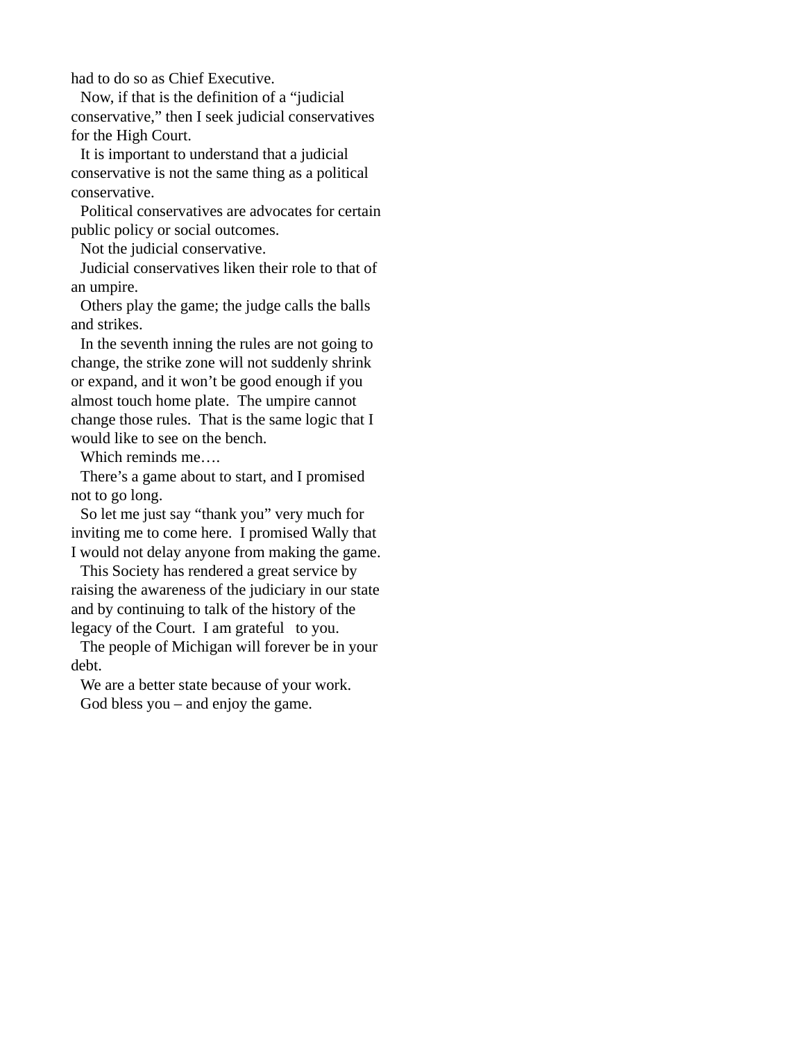had to do so as Chief Executive.

Now, if that is the definition of a "judicial conservative," then I seek judicial conservatives for the High Court.

It is important to understand that a judicial conservative is not the same thing as a political conservative.

Political conservatives are advocates for certain public policy or social outcomes.

Not the judicial conservative.

Judicial conservatives liken their role to that of an umpire.

Others play the game; the judge calls the balls and strikes.

In the seventh inning the rules are not going to change, the strike zone will not suddenly shrink or expand, and it won't be good enough if you almost touch home plate. The umpire cannot change those rules. That is the same logic that I would like to see on the bench.

Which reminds me….

There's a game about to start, and I promised not to go long.

So let me just say "thank you" very much for inviting me to come here. I promised Wally that I would not delay anyone from making the game.

This Society has rendered a great service by raising the awareness of the judiciary in our state and by continuing to talk of the history of the legacy of the Court. I am grateful to you.

The people of Michigan will forever be in your debt.

We are a better state because of your work.

God bless you – and enjoy the game.